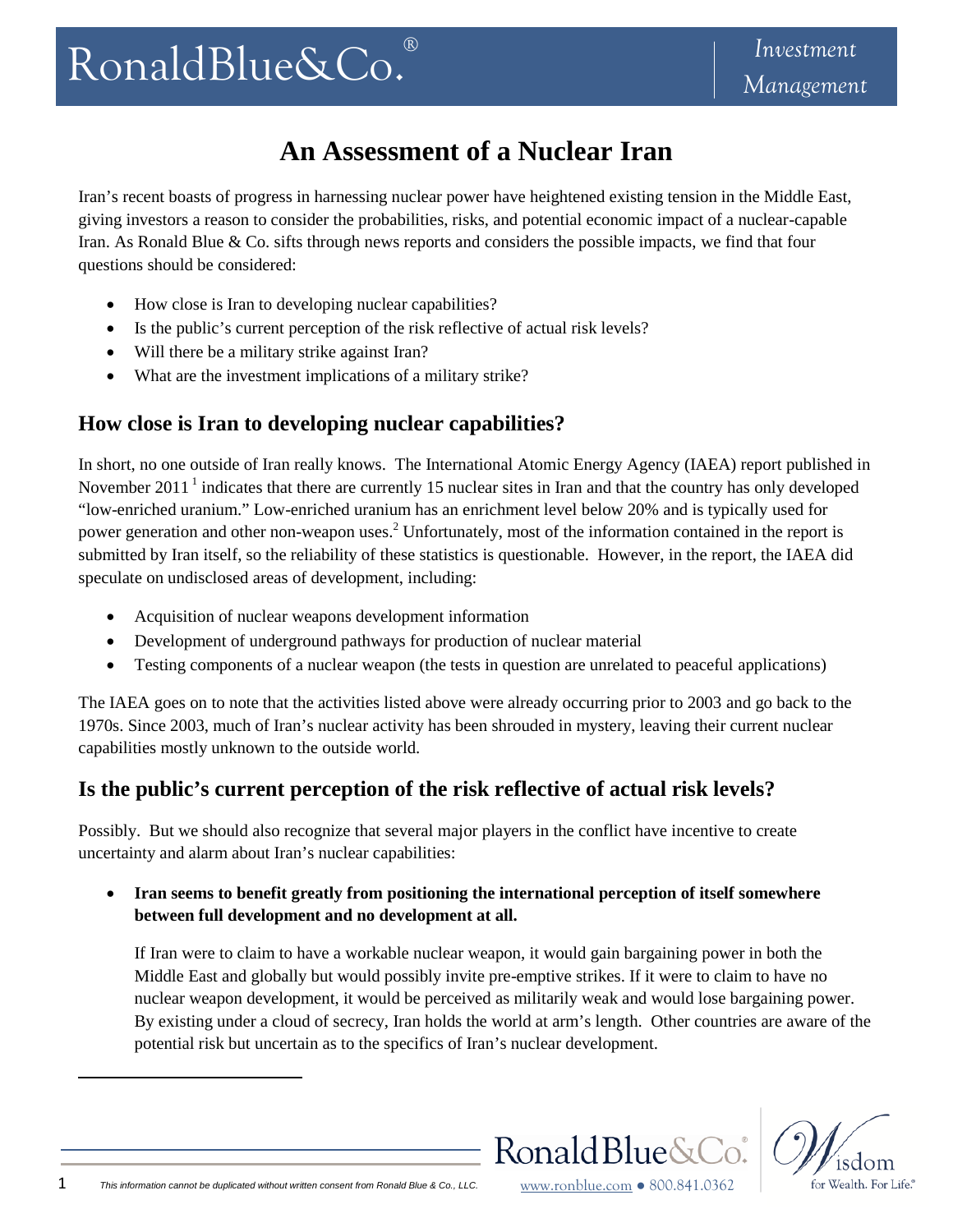# An Assessment of a Nuclear Iran

Iran's recent boasts of progress in harnessing nuclear power have heightened existing tension in the Middle East, giving investors a reason to consider the probabilities, risks, and potential economic impact of a nuclear-capable Iran. As Ronald Blue & Co. sifts through news reports and considers the possible impacts, we find that four questions should be considered:

- How close is Iran to developing nuclear capabilities?
- Is the public's current perception of the risk reflective of actual risk levels?
- Will there be a military strike against Iran?
- What are the investment implications of a military strike?

## How close is Iran to developing nuclear capabilities?

In short, no one outside of Iran really knows. The International Atomic Energy Agency (IAEA) report published in November 2011 [1] indicates that there are currently 15 nuclear sites in Iran and that the country has only developed "low-enriched uranium." Low-enriched uranium has an enrichment level below 20% and is typically used for power generation and other non-weapon uses.[2] Unfortunately, most of the information contained in the report is submitted by Iran itself, so the reliability of these statistics is questionable. However, in the report, the IAEA did speculate on undisclosed areas of development, including:

- Acquisition of nuclear weapons development information
- Development of underground pathways for production of nuclear material
- Testing components of a nuclear weapon (the tests in question are unrelated to peaceful applications)

The IAEA goes on to note that the activities listed above were already occurring prior to 2003 and go back to the 1970s. Since 2003, much of Iran's nuclear activity has been shrouded in mystery, leaving their current nuclear capabilities mostly unknown to the outside world.

## Is the public's current perception of the risk reflective of actual risk levels?

Possibly. But we should also recognize that several major players in the conflict have incentive to create uncertainty and alarm about Iran's nuclear capabilities:

- **Iran seems to benefit greatly from positioning the international perception of itself somewhere between full development and no development at all.**

  If Iran were to claim to have a workable nuclear weapon, it would gain bargaining power in both the Middle East and globally but would possibly invite pre-emptive strikes. If it were to claim to have no nuclear weapon development, it would be perceived as militarily weak and would lose bargaining power. By existing under a cloud of secrecy, Iran holds the world at arm's length. Other countries are aware of the potential risk but uncertain as to the specifics of Iran's nuclear development.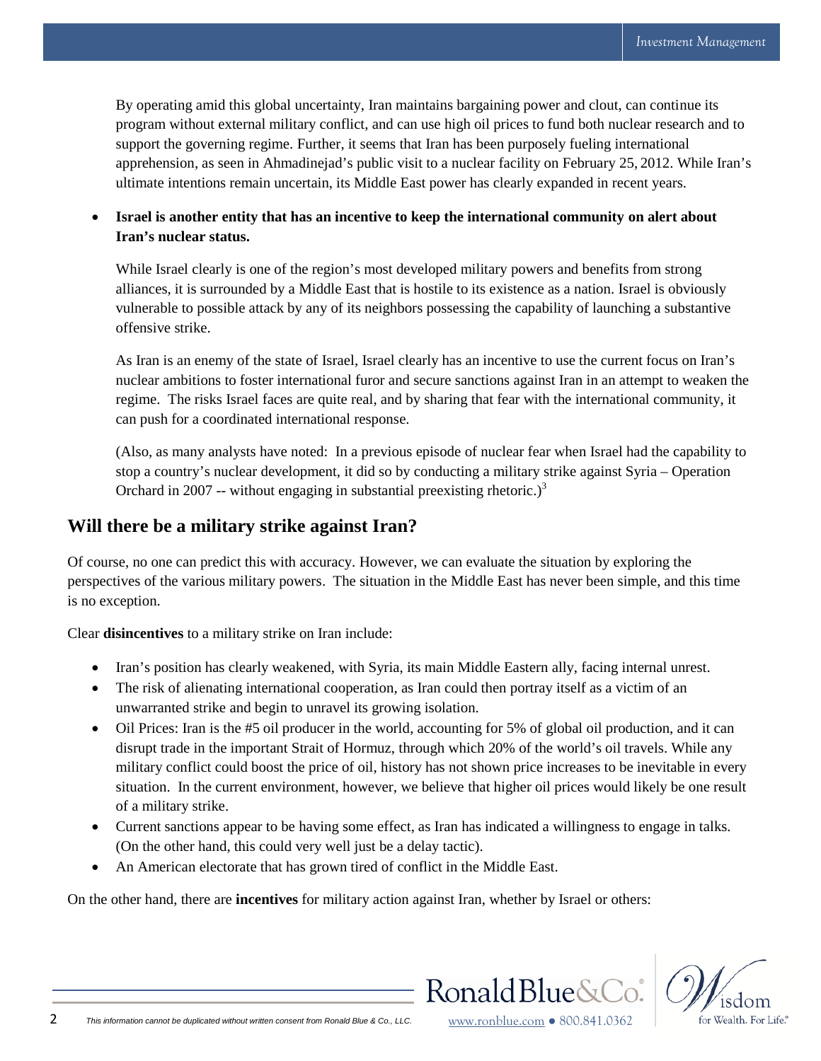By operating amid this global uncertainty, Iran maintains bargaining power and clout, can continue its program without external military conflict, and can use high oil prices to fund both nuclear research and to support the governing regime. Further, it seems that Iran has been purposely fueling international apprehension, as seen in Ahmadinejad's public visit to a nuclear facility on February 25, 2012. While Iran's ultimate intentions remain uncertain, its Middle East power has clearly expanded in recent years.

- **Israel is another entity that has an incentive to keep the international community on alert about Iran's nuclear status.**

  While Israel clearly is one of the region's most developed military powers and benefits from strong alliances, it is surrounded by a Middle East that is hostile to its existence as a nation. Israel is obviously vulnerable to possible attack by any of its neighbors possessing the capability of launching a substantive offensive strike.

  As Iran is an enemy of the state of Israel, Israel clearly has an incentive to use the current focus on Iran's nuclear ambitions to foster international furor and secure sanctions against Iran in an attempt to weaken the regime. The risks Israel faces are quite real, and by sharing that fear with the international community, it can push for a coordinated international response.

  (Also, as many analysts have noted: In a previous episode of nuclear fear when Israel had the capability to stop a country's nuclear development, it did so by conducting a military strike against Syria – Operation Orchard in 2007 -- without engaging in substantial preexisting rhetoric.)[3]

## Will there be a military strike against Iran?

Of course, no one can predict this with accuracy. However, we can evaluate the situation by exploring the perspectives of the various military powers. The situation in the Middle East has never been simple, and this time is no exception.

Clear **disincentives** to a military strike on Iran include:

- Iran's position has clearly weakened, with Syria, its main Middle Eastern ally, facing internal unrest.
- The risk of alienating international cooperation, as Iran could then portray itself as a victim of an unwarranted strike and begin to unravel its growing isolation.
- Oil Prices: Iran is the #5 oil producer in the world, accounting for 5% of global oil production, and it can disrupt trade in the important Strait of Hormuz, through which 20% of the world's oil travels. While any military conflict could boost the price of oil, history has not shown price increases to be inevitable in every situation. In the current environment, however, we believe that higher oil prices would likely be one result of a military strike.
- Current sanctions appear to be having some effect, as Iran has indicated a willingness to engage in talks. (On the other hand, this could very well just be a delay tactic).
- An American electorate that has grown tired of conflict in the Middle East.

On the other hand, there are **incentives** for military action against Iran, whether by Israel or others: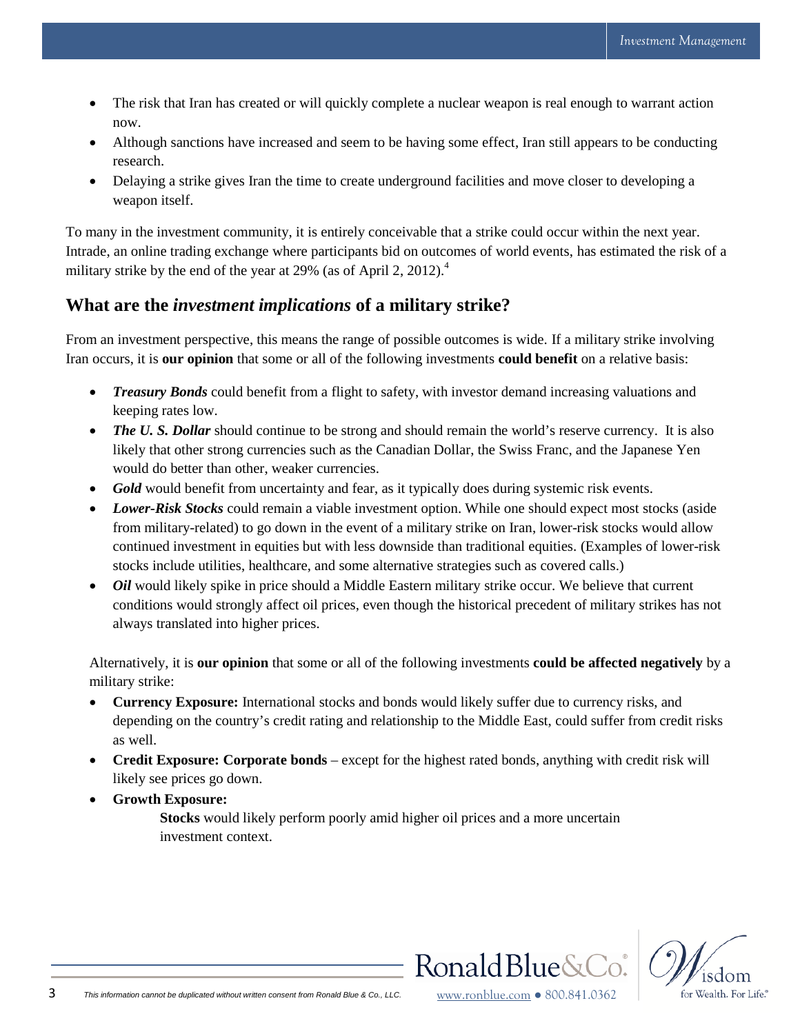- The risk that Iran has created or will quickly complete a nuclear weapon is real enough to warrant action now.
- Although sanctions have increased and seem to be having some effect, Iran still appears to be conducting research.
- Delaying a strike gives Iran the time to create underground facilities and move closer to developing a weapon itself.

To many in the investment community, it is entirely conceivable that a strike could occur within the next year. Intrade, an online trading exchange where participants bid on outcomes of world events, has estimated the risk of a military strike by the end of the year at 29% (as of April 2, 2012).[4]

## What are the *investment implications* of a military strike?

From an investment perspective, this means the range of possible outcomes is wide. If a military strike involving Iran occurs, it is **our opinion** that some or all of the following investments **could benefit** on a relative basis:

- ***Treasury Bonds*** could benefit from a flight to safety, with investor demand increasing valuations and keeping rates low.
- ***The U. S. Dollar*** should continue to be strong and should remain the world's reserve currency. It is also likely that other strong currencies such as the Canadian Dollar, the Swiss Franc, and the Japanese Yen would do better than other, weaker currencies.
- ***Gold*** would benefit from uncertainty and fear, as it typically does during systemic risk events.
- ***Lower-Risk Stocks*** could remain a viable investment option. While one should expect most stocks (aside from military-related) to go down in the event of a military strike on Iran, lower-risk stocks would allow continued investment in equities but with less downside than traditional equities. (Examples of lower-risk stocks include utilities, healthcare, and some alternative strategies such as covered calls.)
- ***Oil*** would likely spike in price should a Middle Eastern military strike occur. We believe that current conditions would strongly affect oil prices, even though the historical precedent of military strikes has not always translated into higher prices.

Alternatively, it is **our opinion** that some or all of the following investments **could be affected negatively** by a military strike:

- **Currency Exposure:** International stocks and bonds would likely suffer due to currency risks, and depending on the country's credit rating and relationship to the Middle East, could suffer from credit risks as well.
- **Credit Exposure: Corporate bonds** – except for the highest rated bonds, anything with credit risk will likely see prices go down.
- **Growth Exposure:**

  **Stocks** would likely perform poorly amid higher oil prices and a more uncertain investment context.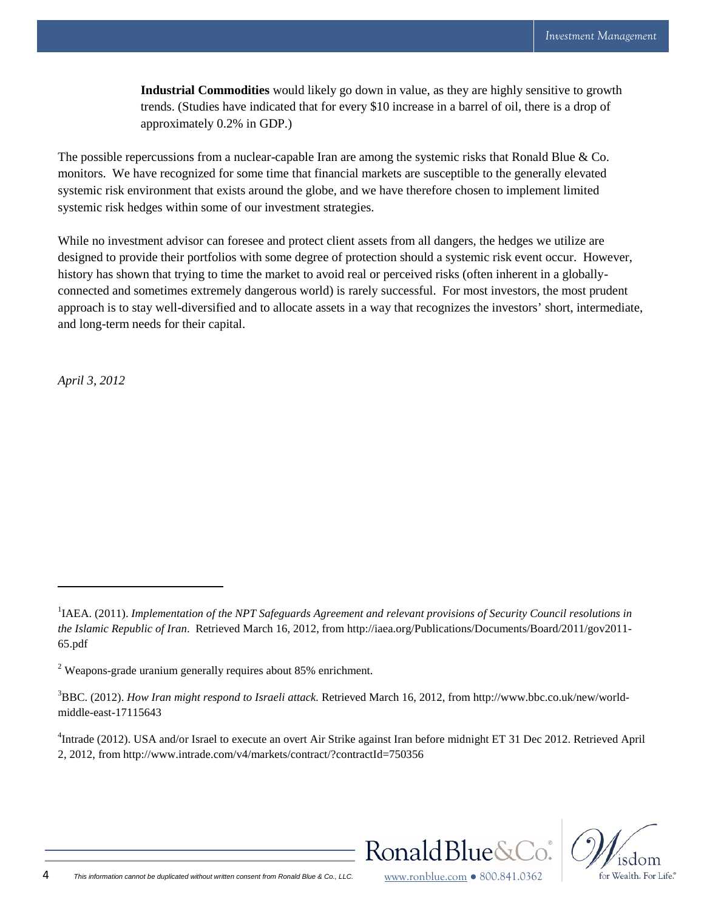**Industrial Commodities** would likely go down in value, as they are highly sensitive to growth trends. (Studies have indicated that for every $10 increase in a barrel of oil, there is a drop of approximately 0.2% in GDP.)

The possible repercussions from a nuclear-capable Iran are among the systemic risks that Ronald Blue & Co. monitors. We have recognized for some time that financial markets are susceptible to the generally elevated systemic risk environment that exists around the globe, and we have therefore chosen to implement limited systemic risk hedges within some of our investment strategies.

While no investment advisor can foresee and protect client assets from all dangers, the hedges we utilize are designed to provide their portfolios with some degree of protection should a systemic risk event occur. However, history has shown that trying to time the market to avoid real or perceived risks (often inherent in a globally-connected and sometimes extremely dangerous world) is rarely successful. For most investors, the most prudent approach is to stay well-diversified and to allocate assets in a way that recognizes the investors' short, intermediate, and long-term needs for their capital.

*April 3, 2012*

---

[1] IAEA. (2011). *Implementation of the NPT Safeguards Agreement and relevant provisions of Security Council resolutions in the Islamic Republic of Iran*. Retrieved March 16, 2012, from http://iaea.org/Publications/Documents/Board/2011/gov2011-65.pdf

[2] Weapons-grade uranium generally requires about 85% enrichment.

[3] BBC. (2012). *How Iran might respond to Israeli attack.* Retrieved March 16, 2012, from http://www.bbc.co.uk/new/world-middle-east-17115643

[4] Intrade (2012). USA and/or Israel to execute an overt Air Strike against Iran before midnight ET 31 Dec 2012. Retrieved April 2, 2012, from http://www.intrade.com/v4/markets/contract/?contractId=750356

This information cannot be duplicated without written consent from Ronald Blue & Co., LLC.

RonaldBlue&Co.® www.ronblue.com ● 800.841.0362

Wisdom for Wealth. For Life.®